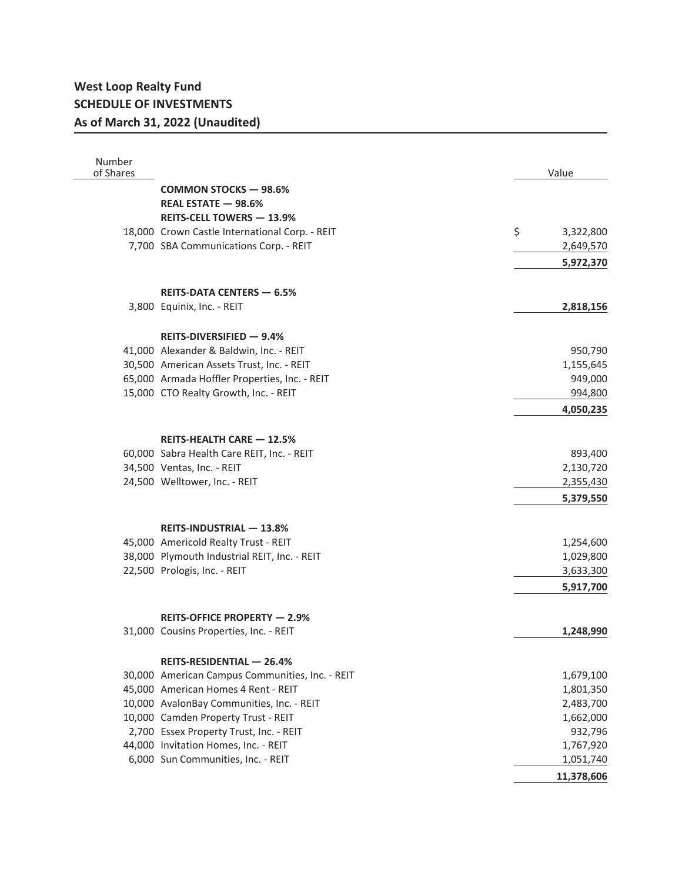# West Loop Realty Fund
## SCHEDULE OF INVESTMENTS
## As of March 31, 2022 (Unaudited)

| Number of Shares | | Value |
|---|---|---|
| | **COMMON STOCKS — 98.6%** | |
| | **REAL ESTATE — 98.6%** | |
| | **REITS-CELL TOWERS — 13.9%** | |
| 18,000 | Crown Castle International Corp. - REIT | $ 3,322,800 |
| 7,700 | SBA Communications Corp. - REIT | 2,649,570 |
| | | **5,972,370** |
| | **REITS-DATA CENTERS — 6.5%** | |
| 3,800 | Equinix, Inc. - REIT | **2,818,156** |
| | **REITS-DIVERSIFIED — 9.4%** | |
| 41,000 | Alexander & Baldwin, Inc. - REIT | 950,790 |
| 30,500 | American Assets Trust, Inc. - REIT | 1,155,645 |
| 65,000 | Armada Hoffler Properties, Inc. - REIT | 949,000 |
| 15,000 | CTO Realty Growth, Inc. - REIT | 994,800 |
| | | **4,050,235** |
| | **REITS-HEALTH CARE — 12.5%** | |
| 60,000 | Sabra Health Care REIT, Inc. - REIT | 893,400 |
| 34,500 | Ventas, Inc. - REIT | 2,130,720 |
| 24,500 | Welltower, Inc. - REIT | 2,355,430 |
| | | **5,379,550** |
| | **REITS-INDUSTRIAL — 13.8%** | |
| 45,000 | Americold Realty Trust - REIT | 1,254,600 |
| 38,000 | Plymouth Industrial REIT, Inc. - REIT | 1,029,800 |
| 22,500 | Prologis, Inc. - REIT | 3,633,300 |
| | | **5,917,700** |
| | **REITS-OFFICE PROPERTY — 2.9%** | |
| 31,000 | Cousins Properties, Inc. - REIT | **1,248,990** |
| | **REITS-RESIDENTIAL — 26.4%** | |
| 30,000 | American Campus Communities, Inc. - REIT | 1,679,100 |
| 45,000 | American Homes 4 Rent - REIT | 1,801,350 |
| 10,000 | AvalonBay Communities, Inc. - REIT | 2,483,700 |
| 10,000 | Camden Property Trust - REIT | 1,662,000 |
| 2,700 | Essex Property Trust, Inc. - REIT | 932,796 |
| 44,000 | Invitation Homes, Inc. - REIT | 1,767,920 |
| 6,000 | Sun Communities, Inc. - REIT | 1,051,740 |
| | | **11,378,606** |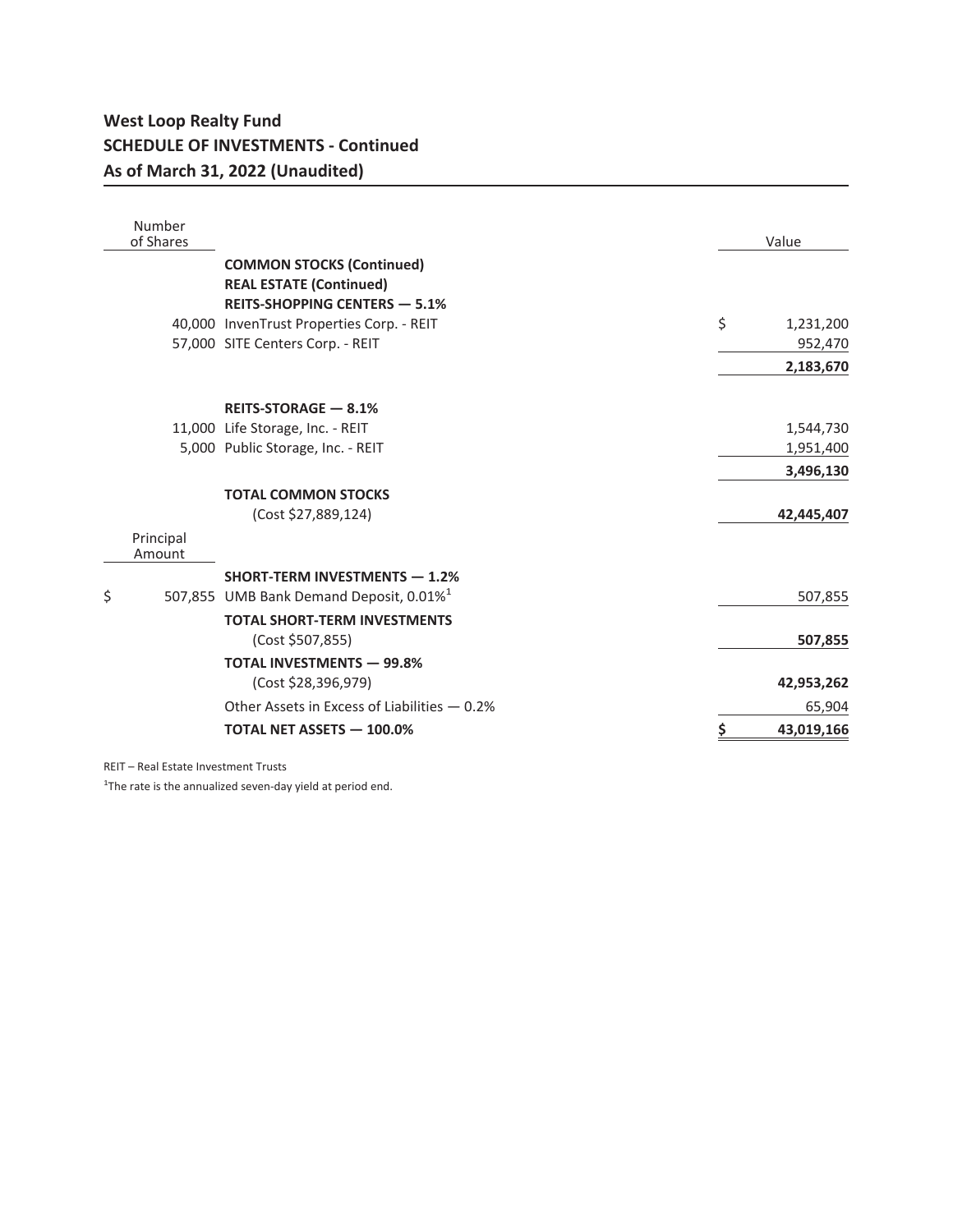## West Loop Realty Fund
## SCHEDULE OF INVESTMENTS - Continued
## As of March 31, 2022 (Unaudited)

| Number of Shares | | Value |
|---|---|---|
| | **COMMON STOCKS (Continued)** | |
| | **REAL ESTATE (Continued)** | |
| | **REITS-SHOPPING CENTERS — 5.1%** | |
| 40,000 | InvenTrust Properties Corp. - REIT | $ 1,231,200 |
| 57,000 | SITE Centers Corp. - REIT | 952,470 |
| | | **2,183,670** |
| | **REITS-STORAGE — 8.1%** | |
| 11,000 | Life Storage, Inc. - REIT | 1,544,730 |
| 5,000 | Public Storage, Inc. - REIT | 1,951,400 |
| | | **3,496,130** |
| | **TOTAL COMMON STOCKS** | |
| | (Cost $27,889,124) | **42,445,407** |
| **Principal Amount** | | |
| | **SHORT-TERM INVESTMENTS — 1.2%** | |
| $ 507,855 | UMB Bank Demand Deposit, 0.01%[1] | 507,855 |
| | **TOTAL SHORT-TERM INVESTMENTS** | |
| | (Cost $507,855) | **507,855** |
| | **TOTAL INVESTMENTS — 99.8%** | |
| | (Cost $28,396,979) | **42,953,262** |
| | Other Assets in Excess of Liabilities — 0.2% | 65,904 |
| | **TOTAL NET ASSETS — 100.0%** | **$ 43,019,166** |

REIT – Real Estate Investment Trusts

[1]The rate is the annualized seven-day yield at period end.